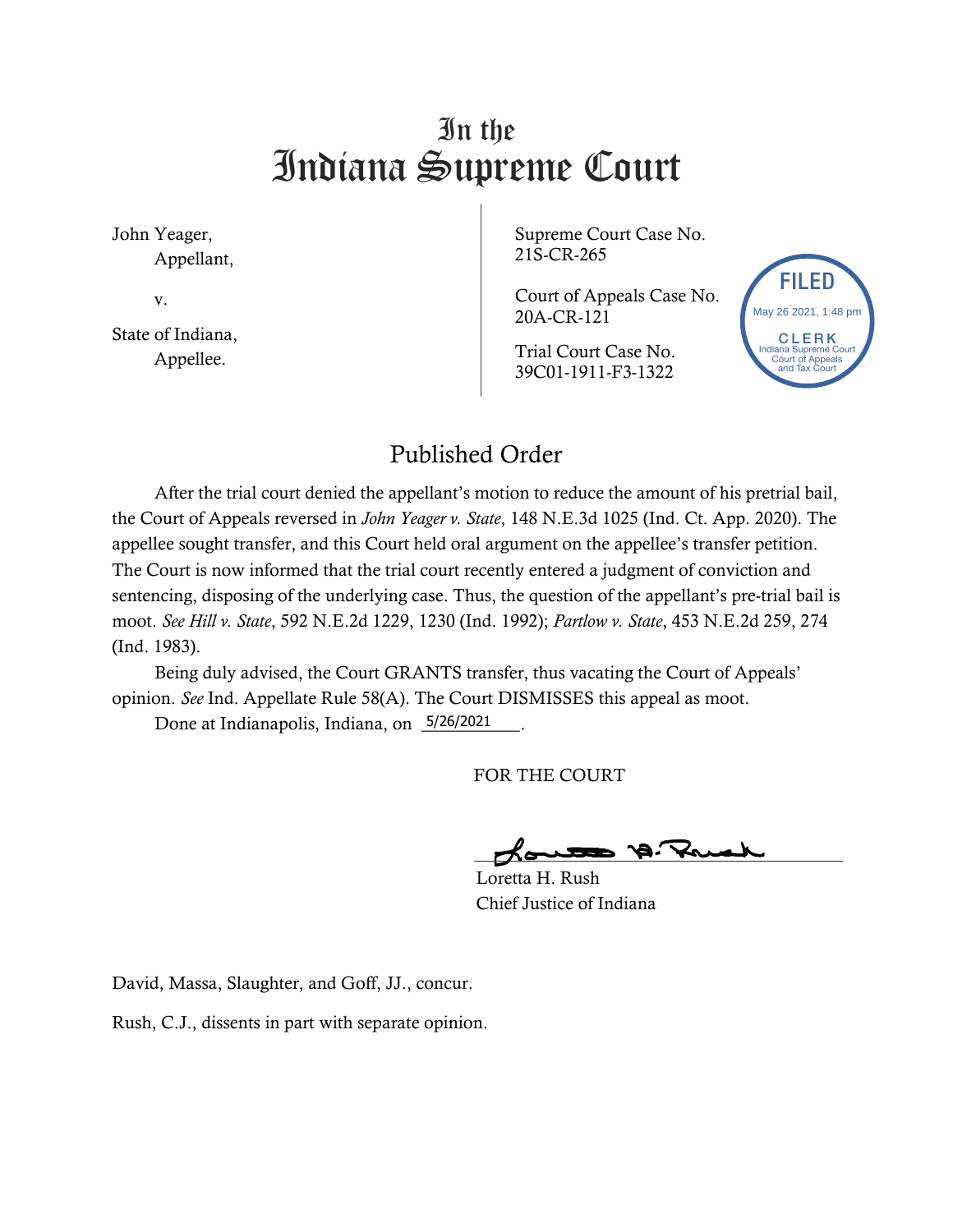# In the Indiana Supreme Court

John Yeager,
Appellant,

v.

State of Indiana,
Appellee.

Supreme Court Case No. 21S-CR-265

Court of Appeals Case No. 20A-CR-121

Trial Court Case No. 39C01-1911-F3-1322

FILED
May 26 2021, 1:48 pm
CLERK
Indiana Supreme Court
Court of Appeals
and Tax Court

## Published Order

After the trial court denied the appellant's motion to reduce the amount of his pretrial bail, the Court of Appeals reversed in *John Yeager v. State*, 148 N.E.3d 1025 (Ind. Ct. App. 2020). The appellee sought transfer, and this Court held oral argument on the appellee's transfer petition. The Court is now informed that the trial court recently entered a judgment of conviction and sentencing, disposing of the underlying case. Thus, the question of the appellant's pre-trial bail is moot. *See Hill v. State*, 592 N.E.2d 1229, 1230 (Ind. 1992); *Partlow v. State*, 453 N.E.2d 259, 274 (Ind. 1983).

Being duly advised, the Court GRANTS transfer, thus vacating the Court of Appeals' opinion. *See* Ind. Appellate Rule 58(A). The Court DISMISSES this appeal as moot.

Done at Indianapolis, Indiana, on 5/26/2021.

FOR THE COURT

Loretta H. Rush
Chief Justice of Indiana

David, Massa, Slaughter, and Goff, JJ., concur.

Rush, C.J., dissents in part with separate opinion.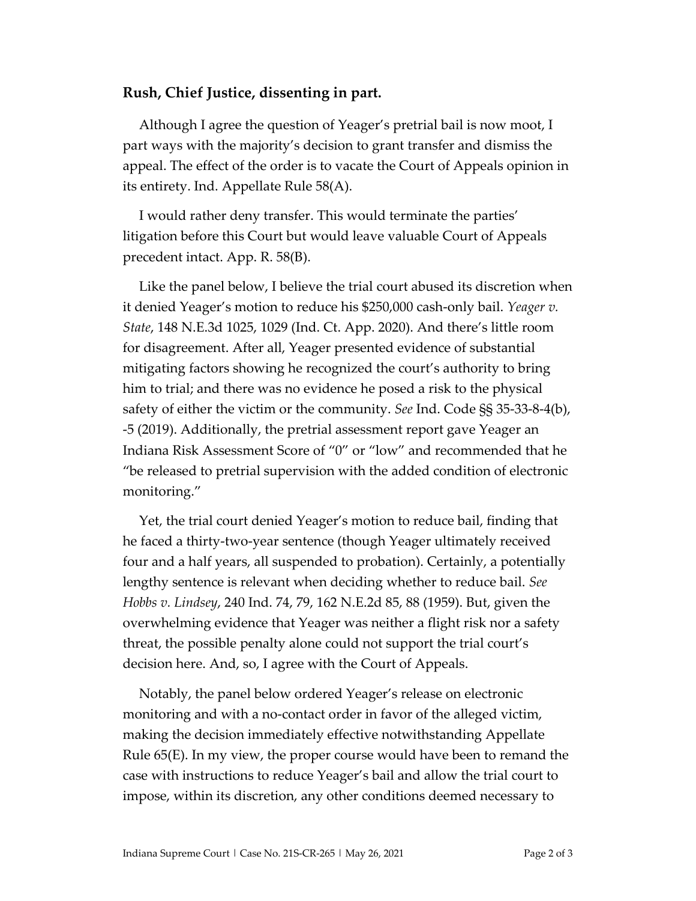**Rush, Chief Justice, dissenting in part.**

Although I agree the question of Yeager's pretrial bail is now moot, I part ways with the majority's decision to grant transfer and dismiss the appeal. The effect of the order is to vacate the Court of Appeals opinion in its entirety. Ind. Appellate Rule 58(A).

I would rather deny transfer. This would terminate the parties' litigation before this Court but would leave valuable Court of Appeals precedent intact. App. R. 58(B).

Like the panel below, I believe the trial court abused its discretion when it denied Yeager's motion to reduce his $250,000 cash-only bail. *Yeager v. State*, 148 N.E.3d 1025, 1029 (Ind. Ct. App. 2020). And there's little room for disagreement. After all, Yeager presented evidence of substantial mitigating factors showing he recognized the court's authority to bring him to trial; and there was no evidence he posed a risk to the physical safety of either the victim or the community. *See* Ind. Code §§ 35-33-8-4(b), -5 (2019). Additionally, the pretrial assessment report gave Yeager an Indiana Risk Assessment Score of "0" or "low" and recommended that he "be released to pretrial supervision with the added condition of electronic monitoring."

Yet, the trial court denied Yeager's motion to reduce bail, finding that he faced a thirty-two-year sentence (though Yeager ultimately received four and a half years, all suspended to probation). Certainly, a potentially lengthy sentence is relevant when deciding whether to reduce bail. *See Hobbs v. Lindsey*, 240 Ind. 74, 79, 162 N.E.2d 85, 88 (1959). But, given the overwhelming evidence that Yeager was neither a flight risk nor a safety threat, the possible penalty alone could not support the trial court's decision here. And, so, I agree with the Court of Appeals.

Notably, the panel below ordered Yeager's release on electronic monitoring and with a no-contact order in favor of the alleged victim, making the decision immediately effective notwithstanding Appellate Rule 65(E). In my view, the proper course would have been to remand the case with instructions to reduce Yeager's bail and allow the trial court to impose, within its discretion, any other conditions deemed necessary to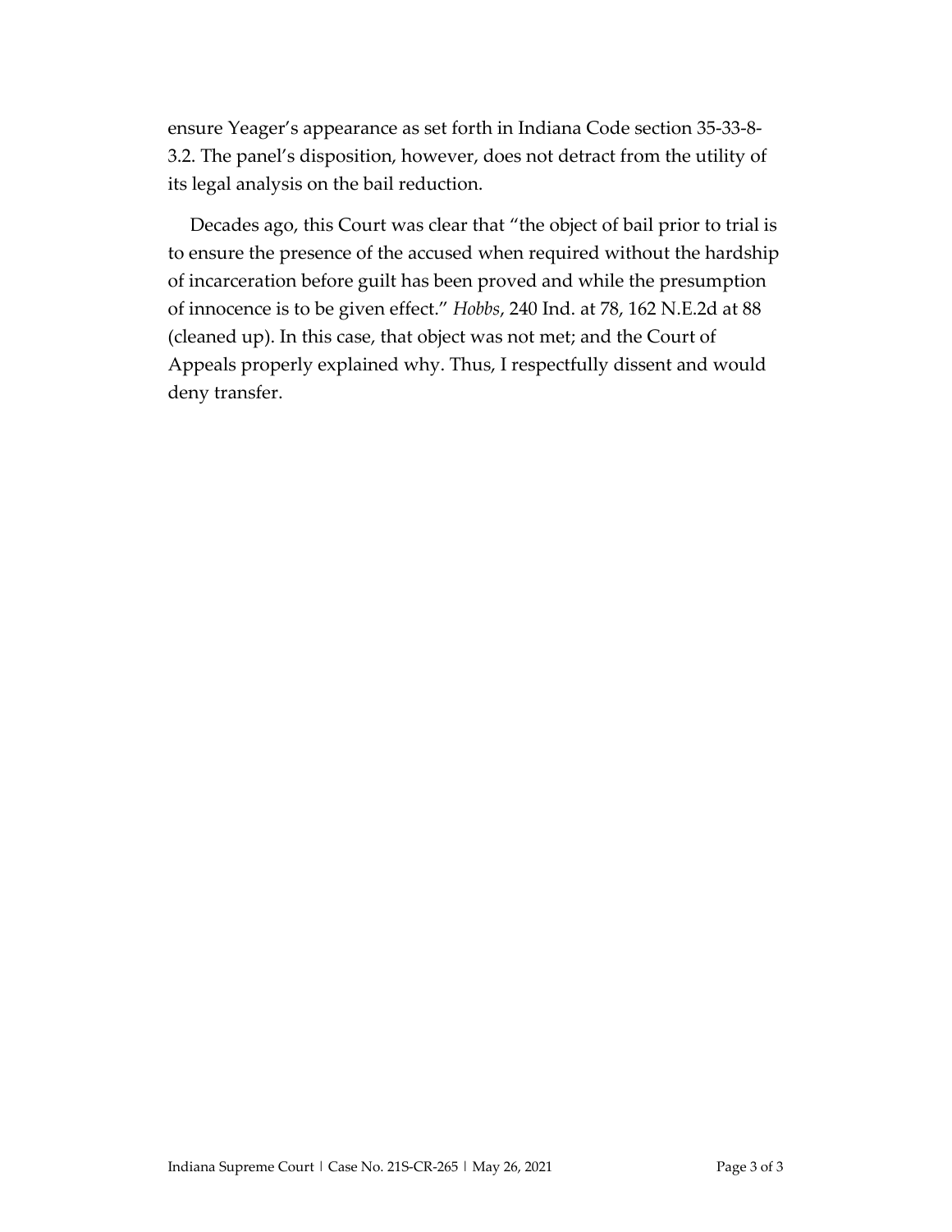ensure Yeager's appearance as set forth in Indiana Code section 35-33-8-3.2. The panel's disposition, however, does not detract from the utility of its legal analysis on the bail reduction.

Decades ago, this Court was clear that "the object of bail prior to trial is to ensure the presence of the accused when required without the hardship of incarceration before guilt has been proved and while the presumption of innocence is to be given effect." *Hobbs*, 240 Ind. at 78, 162 N.E.2d at 88 (cleaned up). In this case, that object was not met; and the Court of Appeals properly explained why. Thus, I respectfully dissent and would deny transfer.